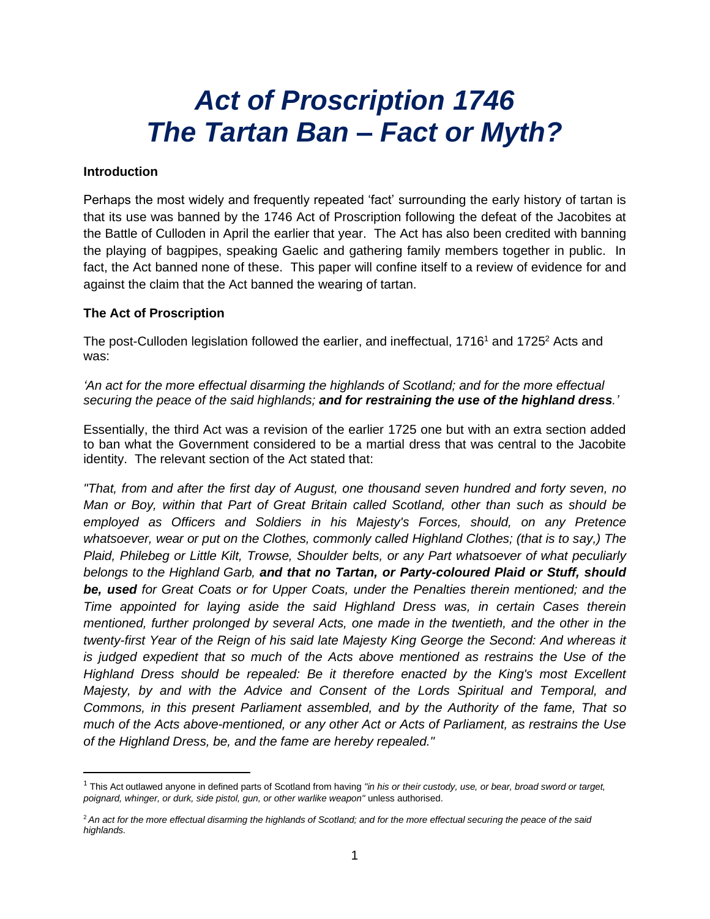# *Act of Proscription 1746*
# *The Tartan Ban – Fact or Myth?*

### Introduction

Perhaps the most widely and frequently repeated 'fact' surrounding the early history of tartan is that its use was banned by the 1746 Act of Proscription following the defeat of the Jacobites at the Battle of Culloden in April the earlier that year. The Act has also been credited with banning the playing of bagpipes, speaking Gaelic and gathering family members together in public. In fact, the Act banned none of these. This paper will confine itself to a review of evidence for and against the claim that the Act banned the wearing of tartan.

### The Act of Proscription

The post-Culloden legislation followed the earlier, and ineffectual, 1716[1] and 1725[2] Acts and was:

*'An act for the more effectual disarming the highlands of Scotland; and for the more effectual securing the peace of the said highlands; **and for restraining the use of the highland dress**.'*

Essentially, the third Act was a revision of the earlier 1725 one but with an extra section added to ban what the Government considered to be a martial dress that was central to the Jacobite identity. The relevant section of the Act stated that:

*"That, from and after the first day of August, one thousand seven hundred and forty seven, no Man or Boy, within that Part of Great Britain called Scotland, other than such as should be employed as Officers and Soldiers in his Majesty's Forces, should, on any Pretence whatsoever, wear or put on the Clothes, commonly called Highland Clothes; (that is to say,) The Plaid, Philebeg or Little Kilt, Trowse, Shoulder belts, or any Part whatsoever of what peculiarly belongs to the Highland Garb, **and that no Tartan, or Party-coloured Plaid or Stuff, should be, used** for Great Coats or for Upper Coats, under the Penalties therein mentioned; and the Time appointed for laying aside the said Highland Dress was, in certain Cases therein mentioned, further prolonged by several Acts, one made in the twentieth, and the other in the twenty-first Year of the Reign of his said late Majesty King George the Second: And whereas it is judged expedient that so much of the Acts above mentioned as restrains the Use of the Highland Dress should be repealed: Be it therefore enacted by the King's most Excellent Majesty, by and with the Advice and Consent of the Lords Spiritual and Temporal, and Commons, in this present Parliament assembled, and by the Authority of the fame, That so much of the Acts above-mentioned, or any other Act or Acts of Parliament, as restrains the Use of the Highland Dress, be, and the fame are hereby repealed."*

---

[1] This Act outlawed anyone in defined parts of Scotland from having *"in his or their custody, use, or bear, broad sword or target, poignard, whinger, or durk, side pistol, gun, or other warlike weapon"* unless authorised.

[2] *An act for the more effectual disarming the highlands of Scotland; and for the more effectual securing the peace of the said highlands.*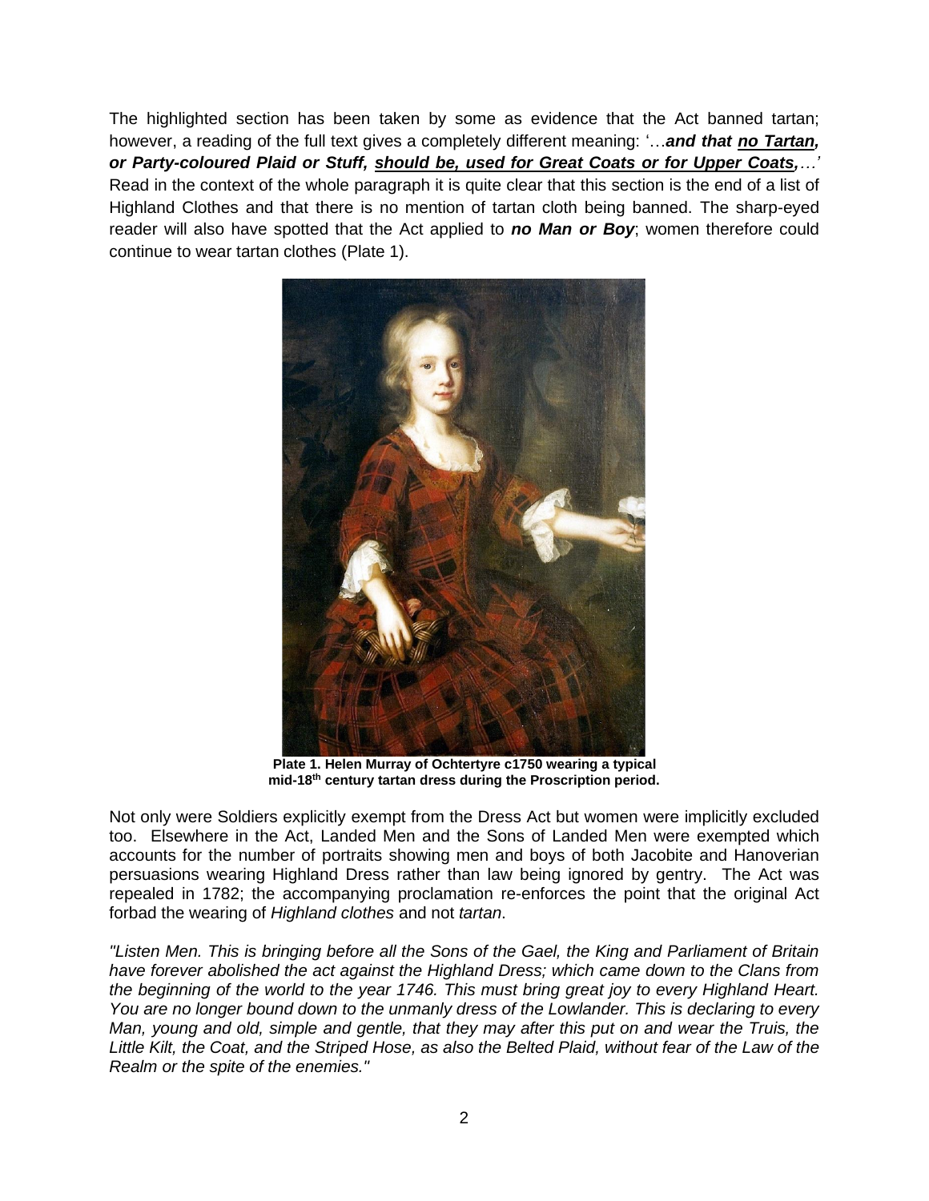The highlighted section has been taken by some as evidence that the Act banned tartan; however, a reading of the full text gives a completely different meaning: '…***and that <u>no Tartan</u>, or Party-coloured Plaid or Stuff, <u>should be, used for Great Coats or for Upper Coats</u>,***…' Read in the context of the whole paragraph it is quite clear that this section is the end of a list of Highland Clothes and that there is no mention of tartan cloth being banned. The sharp-eyed reader will also have spotted that the Act applied to ***no Man or Boy***; women therefore could continue to wear tartan clothes (Plate 1).

**Plate 1. Helen Murray of Ochtertyre c1750 wearing a typical mid-18th century tartan dress during the Proscription period.**

Not only were Soldiers explicitly exempt from the Dress Act but women were implicitly excluded too. Elsewhere in the Act, Landed Men and the Sons of Landed Men were exempted which accounts for the number of portraits showing men and boys of both Jacobite and Hanoverian persuasions wearing Highland Dress rather than law being ignored by gentry. The Act was repealed in 1782; the accompanying proclamation re-enforces the point that the original Act forbad the wearing of *Highland clothes* and not *tartan*.

*"Listen Men. This is bringing before all the Sons of the Gael, the King and Parliament of Britain have forever abolished the act against the Highland Dress; which came down to the Clans from the beginning of the world to the year 1746. This must bring great joy to every Highland Heart. You are no longer bound down to the unmanly dress of the Lowlander. This is declaring to every Man, young and old, simple and gentle, that they may after this put on and wear the Truis, the Little Kilt, the Coat, and the Striped Hose, as also the Belted Plaid, without fear of the Law of the Realm or the spite of the enemies."*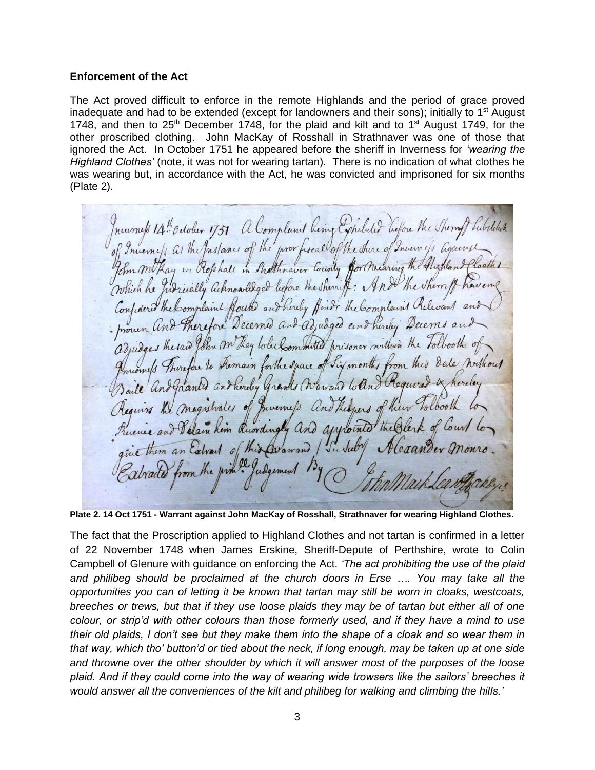### Enforcement of the Act

The Act proved difficult to enforce in the remote Highlands and the period of grace proved inadequate and had to be extended (except for landowners and their sons); initially to 1st August 1748, and then to 25th December 1748, for the plaid and kilt and to 1st August 1749, for the other proscribed clothing. John MacKay of Rosshall in Strathnaver was one of those that ignored the Act. In October 1751 he appeared before the sheriff in Inverness for *'wearing the Highland Clothes'* (note, it was not for wearing tartan). There is no indication of what clothes he was wearing but, in accordance with the Act, he was convicted and imprisoned for six months (Plate 2).

**Plate 2. 14 Oct 1751 - Warrant against John MacKay of Rosshall, Strathnaver for wearing Highland Clothes.**

The fact that the Proscription applied to Highland Clothes and not tartan is confirmed in a letter of 22 November 1748 when James Erskine, Sheriff-Depute of Perthshire, wrote to Colin Campbell of Glenure with guidance on enforcing the Act. *'The act prohibiting the use of the plaid and philibeg should be proclaimed at the church doors in Erse …. You may take all the opportunities you can of letting it be known that tartan may still be worn in cloaks, westcoats, breeches or trews, but that if they use loose plaids they may be of tartan but either all of one colour, or strip'd with other colours than those formerly used, and if they have a mind to use their old plaids, I don't see but they make them into the shape of a cloak and so wear them in that way, which tho' button'd or tied about the neck, if long enough, may be taken up at one side and throwne over the other shoulder by which it will answer most of the purposes of the loose plaid. And if they could come into the way of wearing wide trowsers like the sailors' breeches it would answer all the conveniences of the kilt and philibeg for walking and climbing the hills.'*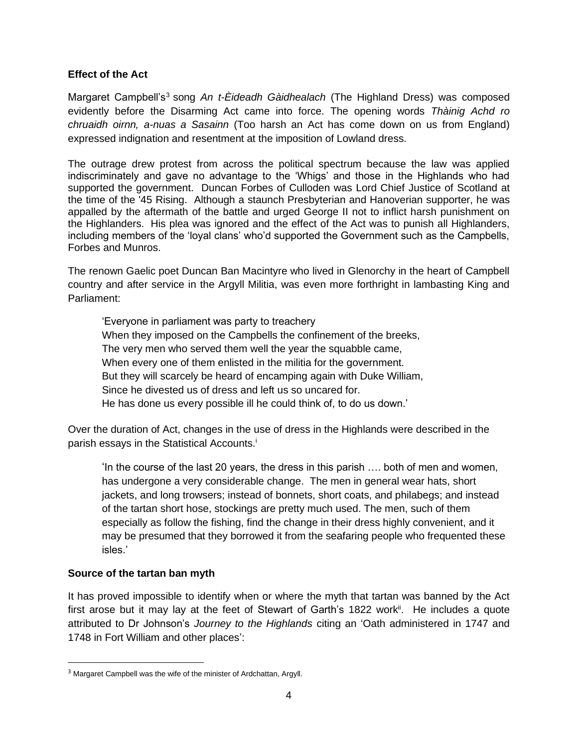**Effect of the Act**

Margaret Campbell's[3] song *An t-Èideadh Gàidhealach* (The Highland Dress) was composed evidently before the Disarming Act came into force. The opening words *Thàinig Achd ro chruaidh oirnn, a-nuas a Sasainn* (Too harsh an Act has come down on us from England) expressed indignation and resentment at the imposition of Lowland dress.

The outrage drew protest from across the political spectrum because the law was applied indiscriminately and gave no advantage to the 'Whigs' and those in the Highlands who had supported the government. Duncan Forbes of Culloden was Lord Chief Justice of Scotland at the time of the '45 Rising. Although a staunch Presbyterian and Hanoverian supporter, he was appalled by the aftermath of the battle and urged George II not to inflict harsh punishment on the Highlanders. His plea was ignored and the effect of the Act was to punish all Highlanders, including members of the 'loyal clans' who'd supported the Government such as the Campbells, Forbes and Munros.

The renown Gaelic poet Duncan Ban Macintyre who lived in Glenorchy in the heart of Campbell country and after service in the Argyll Militia, was even more forthright in lambasting King and Parliament:

> 'Everyone in parliament was party to treachery
> When they imposed on the Campbells the confinement of the breeks,
> The very men who served them well the year the squabble came,
> When every one of them enlisted in the militia for the government.
> But they will scarcely be heard of encamping again with Duke William,
> Since he divested us of dress and left us so uncared for.
> He has done us every possible ill he could think of, to do us down.'

Over the duration of Act, changes in the use of dress in the Highlands were described in the parish essays in the Statistical Accounts.[i]

> 'In the course of the last 20 years, the dress in this parish …. both of men and women, has undergone a very considerable change. The men in general wear hats, short jackets, and long trowsers; instead of bonnets, short coats, and philabegs; and instead of the tartan short hose, stockings are pretty much used. The men, such of them especially as follow the fishing, find the change in their dress highly convenient, and it may be presumed that they borrowed it from the seafaring people who frequented these isles.'

**Source of the tartan ban myth**

It has proved impossible to identify when or where the myth that tartan was banned by the Act first arose but it may lay at the feet of Stewart of Garth's 1822 work[ii]. He includes a quote attributed to Dr Johnson's *Journey to the Highlands* citing an 'Oath administered in 1747 and 1748 in Fort William and other places':

---

[3] Margaret Campbell was the wife of the minister of Ardchattan, Argyll.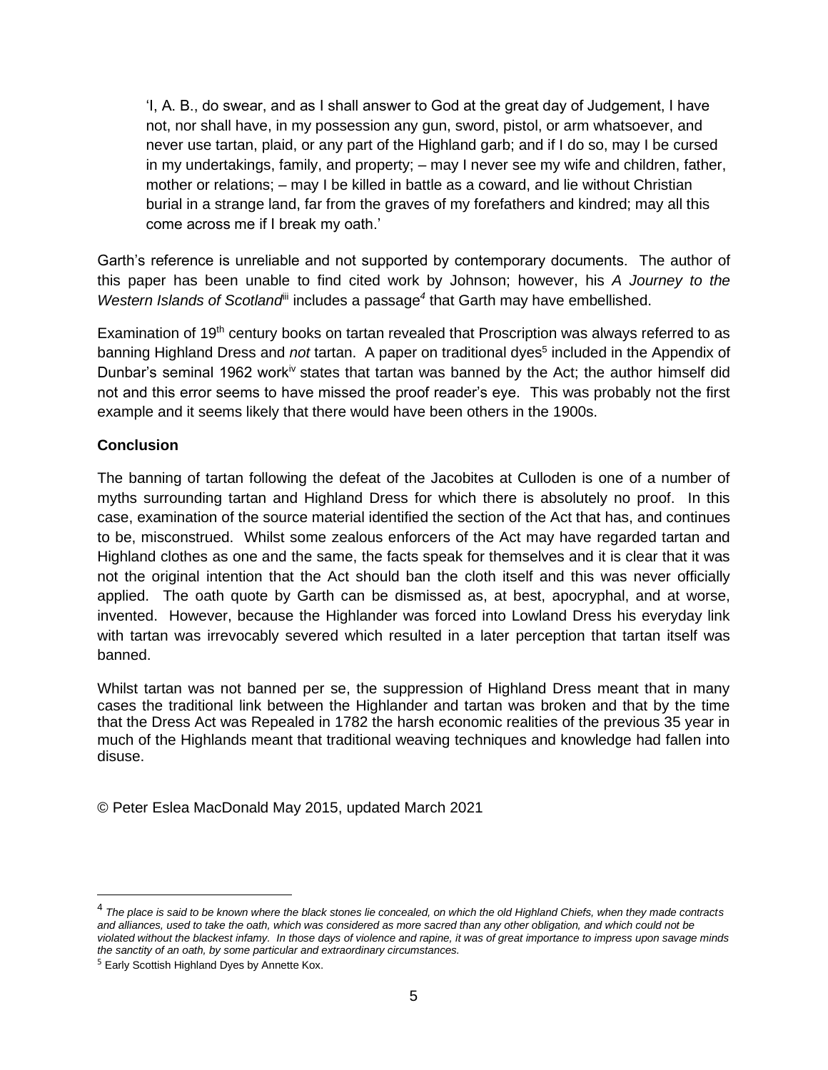> 'I, A. B., do swear, and as I shall answer to God at the great day of Judgement, I have not, nor shall have, in my possession any gun, sword, pistol, or arm whatsoever, and never use tartan, plaid, or any part of the Highland garb; and if I do so, may I be cursed in my undertakings, family, and property; – may I never see my wife and children, father, mother or relations; – may I be killed in battle as a coward, and lie without Christian burial in a strange land, far from the graves of my forefathers and kindred; may all this come across me if I break my oath.'

Garth's reference is unreliable and not supported by contemporary documents. The author of this paper has been unable to find cited work by Johnson; however, his *A Journey to the Western Islands of Scotland*[iii] includes a passage[4] that Garth may have embellished.

Examination of 19th century books on tartan revealed that Proscription was always referred to as banning Highland Dress and *not* tartan. A paper on traditional dyes[5] included in the Appendix of Dunbar's seminal 1962 work[iv] states that tartan was banned by the Act; the author himself did not and this error seems to have missed the proof reader's eye. This was probably not the first example and it seems likely that there would have been others in the 1900s.

**Conclusion**

The banning of tartan following the defeat of the Jacobites at Culloden is one of a number of myths surrounding tartan and Highland Dress for which there is absolutely no proof. In this case, examination of the source material identified the section of the Act that has, and continues to be, misconstrued. Whilst some zealous enforcers of the Act may have regarded tartan and Highland clothes as one and the same, the facts speak for themselves and it is clear that it was not the original intention that the Act should ban the cloth itself and this was never officially applied. The oath quote by Garth can be dismissed as, at best, apocryphal, and at worse, invented. However, because the Highlander was forced into Lowland Dress his everyday link with tartan was irrevocably severed which resulted in a later perception that tartan itself was banned.

Whilst tartan was not banned per se, the suppression of Highland Dress meant that in many cases the traditional link between the Highlander and tartan was broken and that by the time that the Dress Act was Repealed in 1782 the harsh economic realities of the previous 35 year in much of the Highlands meant that traditional weaving techniques and knowledge had fallen into disuse.

© Peter Eslea MacDonald May 2015, updated March 2021

---

[4] *The place is said to be known where the black stones lie concealed, on which the old Highland Chiefs, when they made contracts and alliances, used to take the oath, which was considered as more sacred than any other obligation, and which could not be violated without the blackest infamy. In those days of violence and rapine, it was of great importance to impress upon savage minds the sanctity of an oath, by some particular and extraordinary circumstances.*

[5] Early Scottish Highland Dyes by Annette Kox.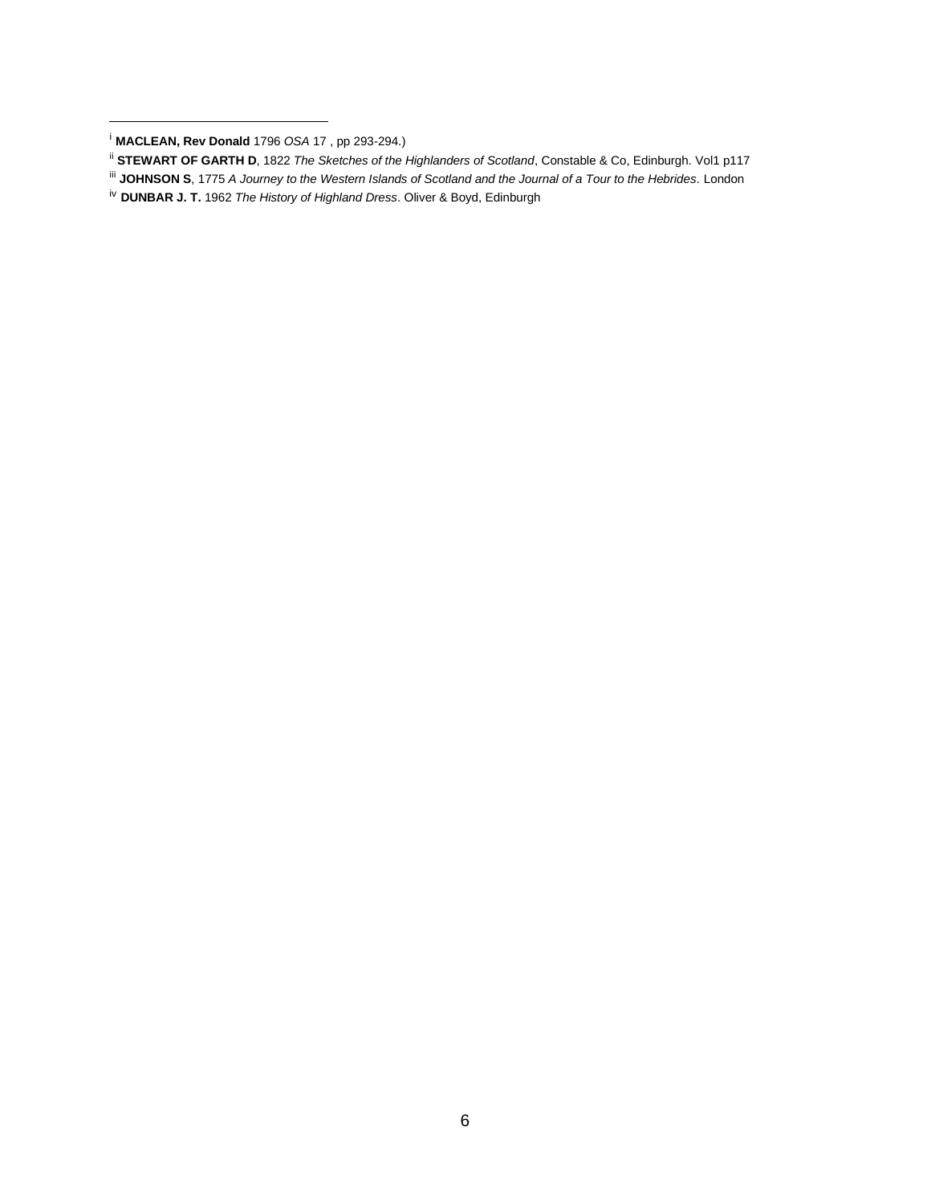[i] **MACLEAN, Rev Donald** 1796 *OSA* 17 , pp 293-294.)

[ii] **STEWART OF GARTH D**, 1822 *The Sketches of the Highlanders of Scotland*, Constable & Co, Edinburgh. Vol1 p117

[iii] **JOHNSON S**, 1775 *A Journey to the Western Islands of Scotland and the Journal of a Tour to the Hebrides*. London

[iv] **DUNBAR J. T.** 1962 *The History of Highland Dress*. Oliver & Boyd, Edinburgh